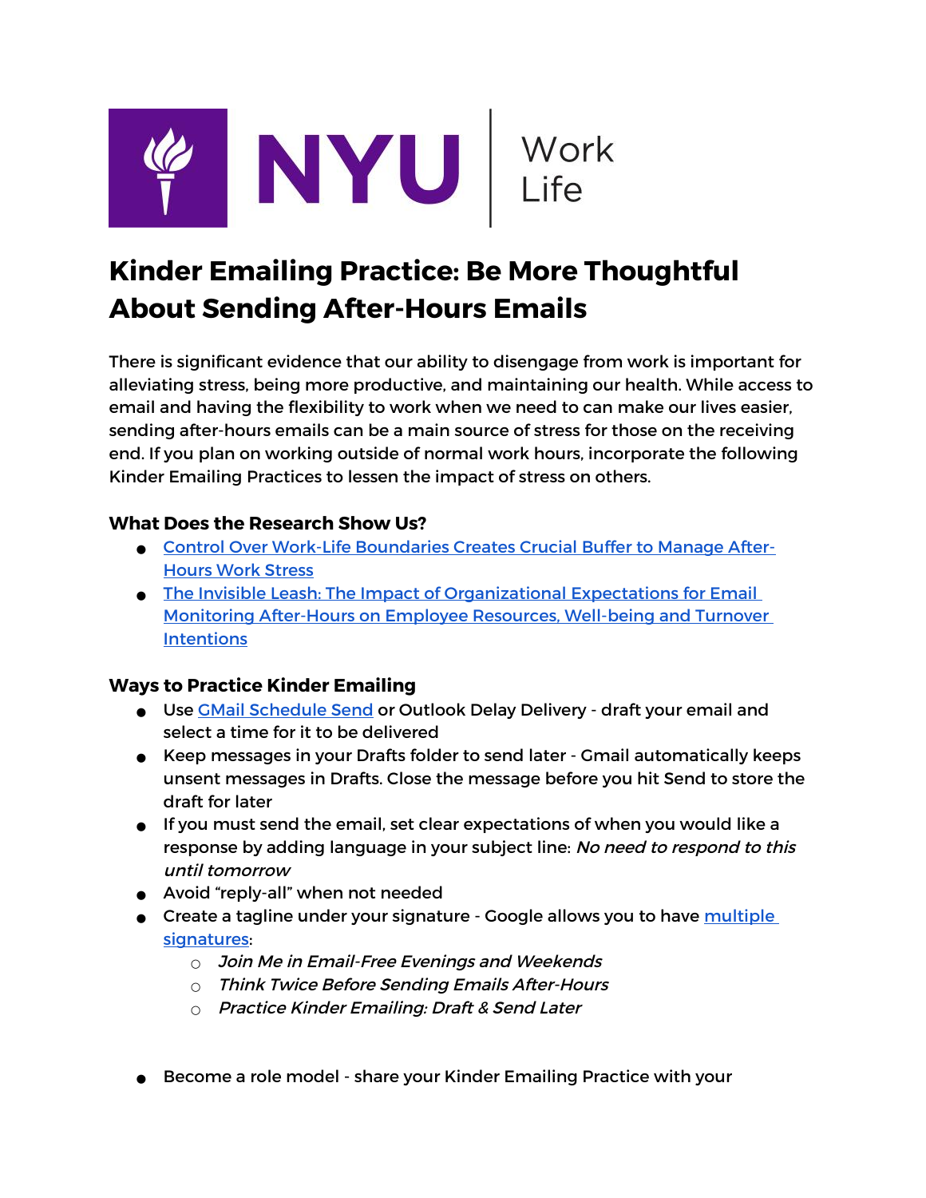NYU | Work Life

# Kinder Emailing Practice: Be More Thoughtful About Sending After-Hours Emails

There is significant evidence that our ability to disengage from work is important for alleviating stress, being more productive, and maintaining our health. While access to email and having the flexibility to work when we need to can make our lives easier, sending after-hours emails can be a main source of stress for those on the receiving end. If you plan on working outside of normal work hours, incorporate the following Kinder Emailing Practices to lessen the impact of stress on others.

### What Does the Research Show Us?

- Control Over Work-Life Boundaries Creates Crucial Buffer to Manage After-Hours Work Stress
- The Invisible Leash: The Impact of Organizational Expectations for Email Monitoring After-Hours on Employee Resources, Well-being and Turnover Intentions

### Ways to Practice Kinder Emailing

- Use GMail Schedule Send or Outlook Delay Delivery - draft your email and select a time for it to be delivered
- Keep messages in your Drafts folder to send later - Gmail automatically keeps unsent messages in Drafts. Close the message before you hit Send to store the draft for later
- If you must send the email, set clear expectations of when you would like a response by adding language in your subject line: *No need to respond to this until tomorrow*
- Avoid "reply-all" when not needed
- Create a tagline under your signature - Google allows you to have multiple signatures:
  - *Join Me in Email-Free Evenings and Weekends*
  - *Think Twice Before Sending Emails After-Hours*
  - *Practice Kinder Emailing: Draft & Send Later*

- Become a role model - share your Kinder Emailing Practice with your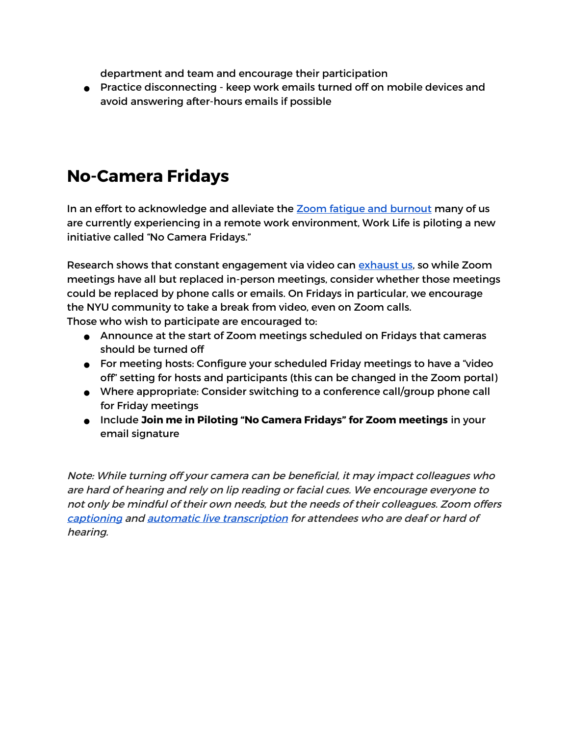department and team and encourage their participation

- Practice disconnecting - keep work emails turned off on mobile devices and avoid answering after-hours emails if possible

## No-Camera Fridays

In an effort to acknowledge and alleviate the Zoom fatigue and burnout many of us are currently experiencing in a remote work environment, Work Life is piloting a new initiative called "No Camera Fridays."

Research shows that constant engagement via video can exhaust us, so while Zoom meetings have all but replaced in-person meetings, consider whether those meetings could be replaced by phone calls or emails. On Fridays in particular, we encourage the NYU community to take a break from video, even on Zoom calls.
Those who wish to participate are encouraged to:

- Announce at the start of Zoom meetings scheduled on Fridays that cameras should be turned off
- For meeting hosts: Configure your scheduled Friday meetings to have a "video off" setting for hosts and participants (this can be changed in the Zoom portal)
- Where appropriate: Consider switching to a conference call/group phone call for Friday meetings
- Include **Join me in Piloting "No Camera Fridays" for Zoom meetings** in your email signature

*Note: While turning off your camera can be beneficial, it may impact colleagues who are hard of hearing and rely on lip reading or facial cues. We encourage everyone to not only be mindful of their own needs, but the needs of their colleagues. Zoom offers captioning and automatic live transcription for attendees who are deaf or hard of hearing.*